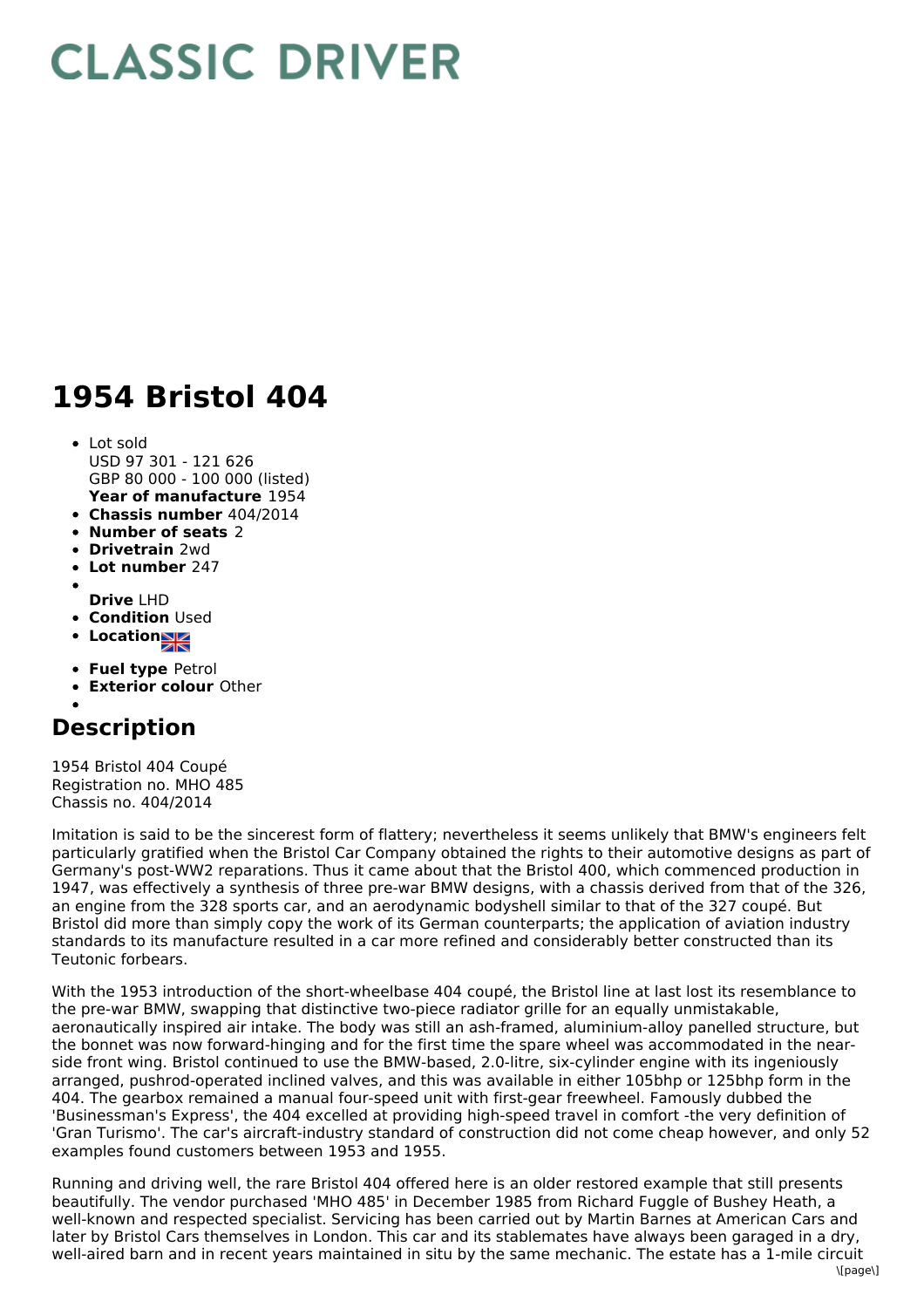# CLASSIC DRIVER

# 1954 Bristol 404

- Lot sold  
  USD 97 301 - 121 626  
  GBP 80 000 - 100 000 (listed)  
  **Year of manufacture** 1954
- **Chassis number** 404/2014
- **Number of seats** 2
- **Drivetrain** 2wd
- **Lot number** 247
- **Drive** LHD
- **Condition** Used
- **Location**
- **Fuel type** Petrol
- **Exterior colour** Other

## Description

1954 Bristol 404 Coupé  
Registration no. MHO 485  
Chassis no. 404/2014

Imitation is said to be the sincerest form of flattery; nevertheless it seems unlikely that BMW's engineers felt particularly gratified when the Bristol Car Company obtained the rights to their automotive designs as part of Germany's post-WW2 reparations. Thus it came about that the Bristol 400, which commenced production in 1947, was effectively a synthesis of three pre-war BMW designs, with a chassis derived from that of the 326, an engine from the 328 sports car, and an aerodynamic bodyshell similar to that of the 327 coupé. But Bristol did more than simply copy the work of its German counterparts; the application of aviation industry standards to its manufacture resulted in a car more refined and considerably better constructed than its Teutonic forbears.

With the 1953 introduction of the short-wheelbase 404 coupé, the Bristol line at last lost its resemblance to the pre-war BMW, swapping that distinctive two-piece radiator grille for an equally unmistakable, aeronautically inspired air intake. The body was still an ash-framed, aluminium-alloy panelled structure, but the bonnet was now forward-hinging and for the first time the spare wheel was accommodated in the near-side front wing. Bristol continued to use the BMW-based, 2.0-litre, six-cylinder engine with its ingeniously arranged, pushrod-operated inclined valves, and this was available in either 105bhp or 125bhp form in the 404. The gearbox remained a manual four-speed unit with first-gear freewheel. Famously dubbed the 'Businessman's Express', the 404 excelled at providing high-speed travel in comfort -the very definition of 'Gran Turismo'. The car's aircraft-industry standard of construction did not come cheap however, and only 52 examples found customers between 1953 and 1955.

Running and driving well, the rare Bristol 404 offered here is an older restored example that still presents beautifully. The vendor purchased 'MHO 485' in December 1985 from Richard Fuggle of Bushey Heath, a well-known and respected specialist. Servicing has been carried out by Martin Barnes at American Cars and later by Bristol Cars themselves in London. This car and its stablemates have always been garaged in a dry, well-aired barn and in recent years maintained in situ by the same mechanic. The estate has a 1-mile circuit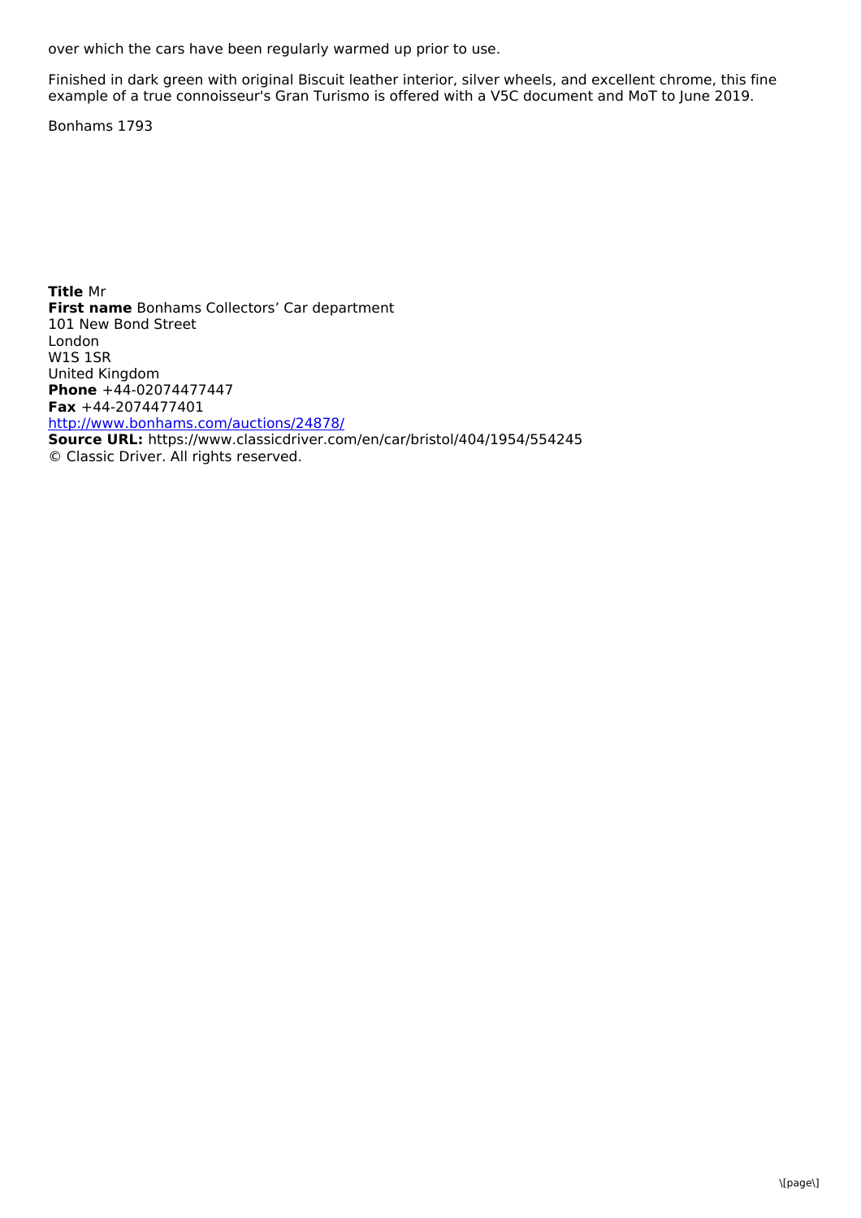over which the cars have been regularly warmed up prior to use.

Finished in dark green with original Biscuit leather interior, silver wheels, and excellent chrome, this fine example of a true connoisseur's Gran Turismo is offered with a V5C document and MoT to June 2019.

Bonhams 1793

**Title** Mr
**First name** Bonhams Collectors' Car department
101 New Bond Street
London
W1S 1SR
United Kingdom
**Phone** +44-02074477447
**Fax** +44-2074477401
[http://www.bonhams.com/auctions/24878/](http://www.bonhams.com/auctions/24878/)
**Source URL:** https://www.classicdriver.com/en/car/bristol/404/1954/554245
© Classic Driver. All rights reserved.